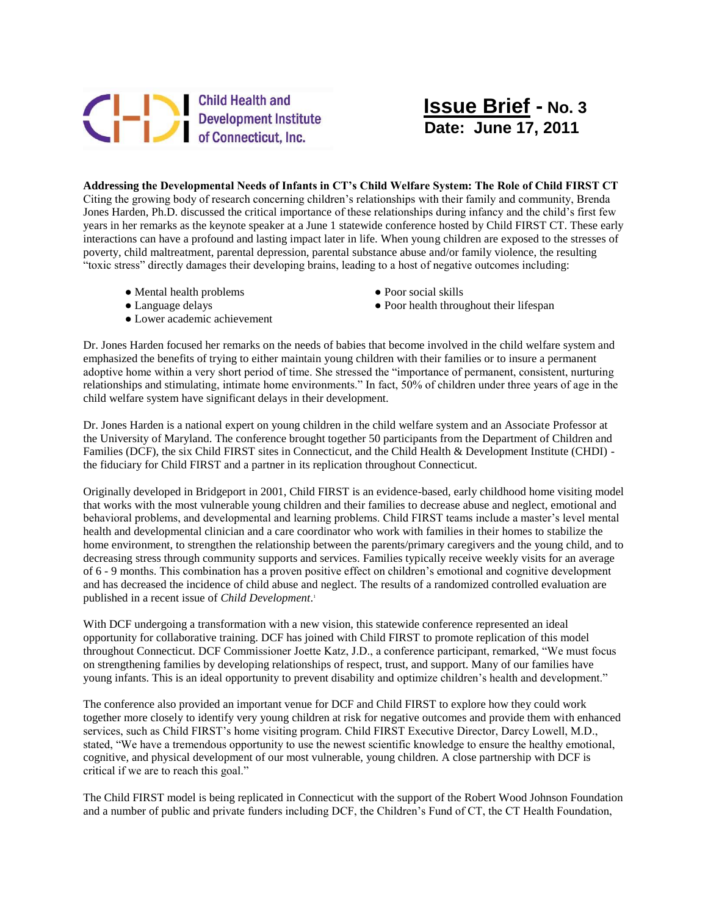Child Health and Development Institute of Connecticut, Inc.

# Issue Brief - No. 3

**Date: June 17, 2011**

**Addressing the Developmental Needs of Infants in CT's Child Welfare System: The Role of Child FIRST CT**

Citing the growing body of research concerning children's relationships with their family and community, Brenda Jones Harden, Ph.D. discussed the critical importance of these relationships during infancy and the child's first few years in her remarks as the keynote speaker at a June 1 statewide conference hosted by Child FIRST CT. These early interactions can have a profound and lasting impact later in life. When young children are exposed to the stresses of poverty, child maltreatment, parental depression, parental substance abuse and/or family violence, the resulting "toxic stress" directly damages their developing brains, leading to a host of negative outcomes including:

- Mental health problems
- Language delays
- Lower academic achievement
- Poor social skills
- Poor health throughout their lifespan

Dr. Jones Harden focused her remarks on the needs of babies that become involved in the child welfare system and emphasized the benefits of trying to either maintain young children with their families or to insure a permanent adoptive home within a very short period of time. She stressed the "importance of permanent, consistent, nurturing relationships and stimulating, intimate home environments." In fact, 50% of children under three years of age in the child welfare system have significant delays in their development.

Dr. Jones Harden is a national expert on young children in the child welfare system and an Associate Professor at the University of Maryland. The conference brought together 50 participants from the Department of Children and Families (DCF), the six Child FIRST sites in Connecticut, and the Child Health & Development Institute (CHDI) - the fiduciary for Child FIRST and a partner in its replication throughout Connecticut.

Originally developed in Bridgeport in 2001, Child FIRST is an evidence-based, early childhood home visiting model that works with the most vulnerable young children and their families to decrease abuse and neglect, emotional and behavioral problems, and developmental and learning problems. Child FIRST teams include a master's level mental health and developmental clinician and a care coordinator who work with families in their homes to stabilize the home environment, to strengthen the relationship between the parents/primary caregivers and the young child, and to decreasing stress through community supports and services. Families typically receive weekly visits for an average of 6 - 9 months. This combination has a proven positive effect on children's emotional and cognitive development and has decreased the incidence of child abuse and neglect. The results of a randomized controlled evaluation are published in a recent issue of *Child Development*.[1]

With DCF undergoing a transformation with a new vision, this statewide conference represented an ideal opportunity for collaborative training. DCF has joined with Child FIRST to promote replication of this model throughout Connecticut. DCF Commissioner Joette Katz, J.D., a conference participant, remarked, "We must focus on strengthening families by developing relationships of respect, trust, and support. Many of our families have young infants. This is an ideal opportunity to prevent disability and optimize children's health and development."

The conference also provided an important venue for DCF and Child FIRST to explore how they could work together more closely to identify very young children at risk for negative outcomes and provide them with enhanced services, such as Child FIRST's home visiting program. Child FIRST Executive Director, Darcy Lowell, M.D., stated, "We have a tremendous opportunity to use the newest scientific knowledge to ensure the healthy emotional, cognitive, and physical development of our most vulnerable, young children. A close partnership with DCF is critical if we are to reach this goal."

The Child FIRST model is being replicated in Connecticut with the support of the Robert Wood Johnson Foundation and a number of public and private funders including DCF, the Children's Fund of CT, the CT Health Foundation,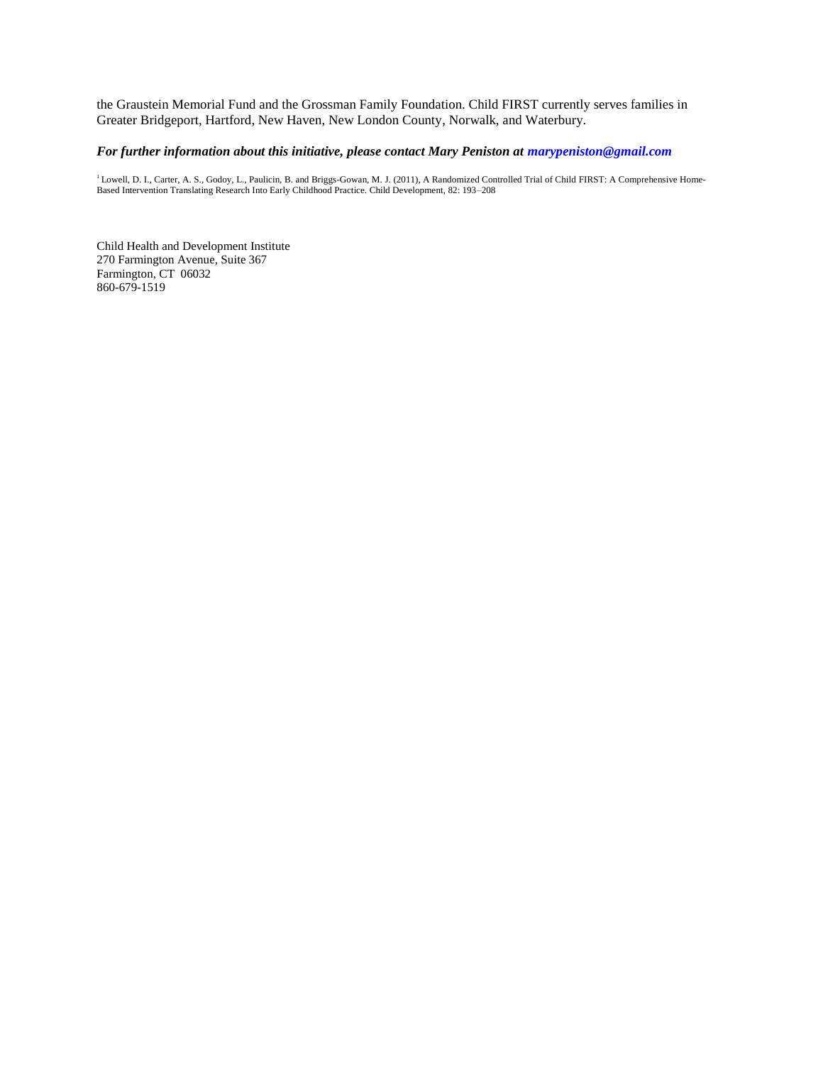the Graustein Memorial Fund and the Grossman Family Foundation. Child FIRST currently serves families in Greater Bridgeport, Hartford, New Haven, New London County, Norwalk, and Waterbury.

***For further information about this initiative, please contact Mary Peniston at marypeniston@gmail.com***

[1] Lowell, D. I., Carter, A. S., Godoy, L., Paulicin, B. and Briggs-Gowan, M. J. (2011), A Randomized Controlled Trial of Child FIRST: A Comprehensive Home-Based Intervention Translating Research Into Early Childhood Practice. Child Development, 82: 193–208

Child Health and Development Institute
270 Farmington Avenue, Suite 367
Farmington, CT 06032
860-679-1519